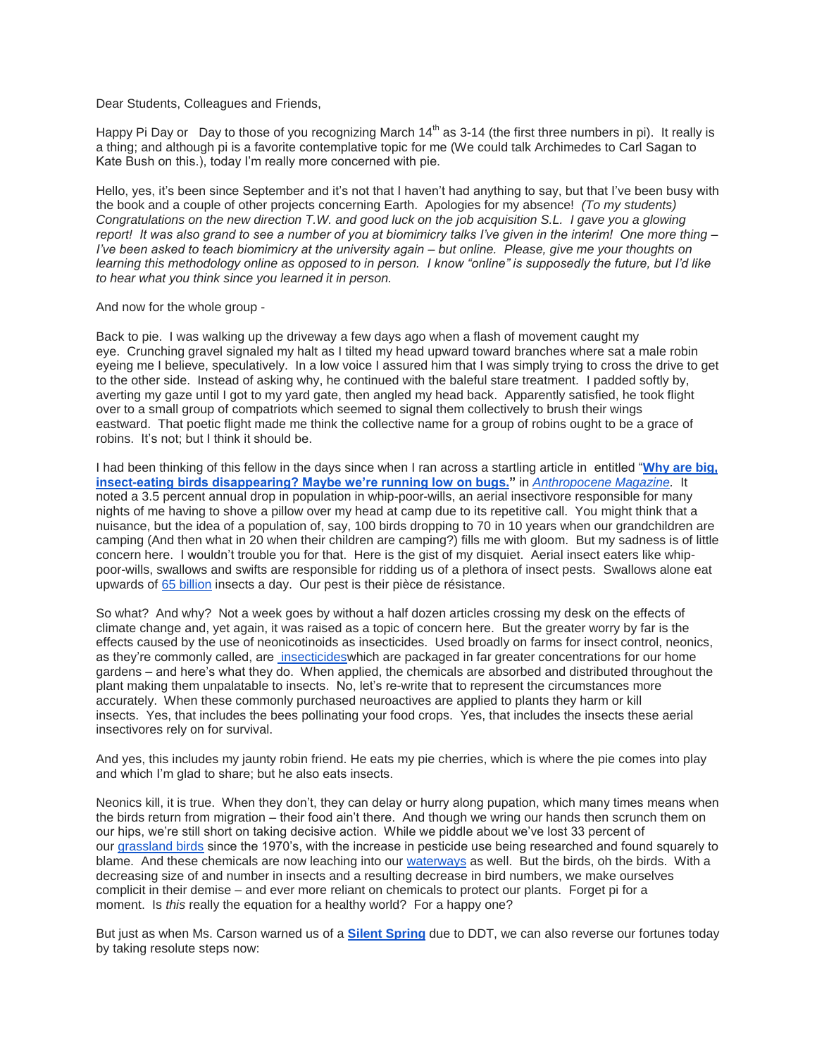Dear Students, Colleagues and Friends,

Happy Pi Day or  Day to those of you recognizing March 14th as 3-14 (the first three numbers in pi). It really is a thing; and although pi is a favorite contemplative topic for me (We could talk Archimedes to Carl Sagan to Kate Bush on this.), today I'm really more concerned with pie.

Hello, yes, it's been since September and it's not that I haven't had anything to say, but that I've been busy with the book and a couple of other projects concerning Earth. Apologies for my absence! *(To my students) Congratulations on the new direction T.W. and good luck on the job acquisition S.L. I gave you a glowing report! It was also grand to see a number of you at biomimicry talks I've given in the interim! One more thing – I've been asked to teach biomimicry at the university again – but online. Please, give me your thoughts on learning this methodology online as opposed to in person. I know "online" is supposedly the future, but I'd like to hear what you think since you learned it in person.*

And now for the whole group -

Back to pie. I was walking up the driveway a few days ago when a flash of movement caught my eye. Crunching gravel signaled my halt as I tilted my head upward toward branches where sat a male robin eyeing me I believe, speculatively. In a low voice I assured him that I was simply trying to cross the drive to get to the other side. Instead of asking why, he continued with the baleful stare treatment. I padded softly by, averting my gaze until I got to my yard gate, then angled my head back. Apparently satisfied, he took flight over to a small group of compatriots which seemed to signal them collectively to brush their wings eastward. That poetic flight made me think the collective name for a group of robins ought to be a grace of robins. It's not; but I think it should be.

I had been thinking of this fellow in the days since when I ran across a startling article in entitled "**Why are big, insect-eating birds disappearing? Maybe we're running low on bugs.**" in *Anthropocene Magazine*. It noted a 3.5 percent annual drop in population in whip-poor-wills, an aerial insectivore responsible for many nights of me having to shove a pillow over my head at camp due to its repetitive call. You might think that a nuisance, but the idea of a population of, say, 100 birds dropping to 70 in 10 years when our grandchildren are camping (And then what in 20 when their children are camping?) fills me with gloom. But my sadness is of little concern here. I wouldn't trouble you for that. Here is the gist of my disquiet. Aerial insect eaters like whip-poor-wills, swallows and swifts are responsible for ridding us of a plethora of insect pests. Swallows alone eat upwards of 65 billion insects a day. Our pest is their pièce de résistance.

So what? And why? Not a week goes by without a half dozen articles crossing my desk on the effects of climate change and, yet again, it was raised as a topic of concern here. But the greater worry by far is the effects caused by the use of neonicotinoids as insecticides. Used broadly on farms for insect control, neonics, as they're commonly called, are insecticideswhich are packaged in far greater concentrations for our home gardens – and here's what they do. When applied, the chemicals are absorbed and distributed throughout the plant making them unpalatable to insects. No, let's re-write that to represent the circumstances more accurately. When these commonly purchased neuroactives are applied to plants they harm or kill insects. Yes, that includes the bees pollinating your food crops. Yes, that includes the insects these aerial insectivores rely on for survival.

And yes, this includes my jaunty robin friend. He eats my pie cherries, which is where the pie comes into play and which I'm glad to share; but he also eats insects.

Neonics kill, it is true. When they don't, they can delay or hurry along pupation, which many times means when the birds return from migration – their food ain't there. And though we wring our hands then scrunch them on our hips, we're still short on taking decisive action. While we piddle about we've lost 33 percent of our grassland birds since the 1970's, with the increase in pesticide use being researched and found squarely to blame. And these chemicals are now leaching into our waterways as well. But the birds, oh the birds. With a decreasing size of and number in insects and a resulting decrease in bird numbers, we make ourselves complicit in their demise – and ever more reliant on chemicals to protect our plants. Forget pi for a moment. Is *this* really the equation for a healthy world? For a happy one?

But just as when Ms. Carson warned us of a **Silent Spring** due to DDT, we can also reverse our fortunes today by taking resolute steps now: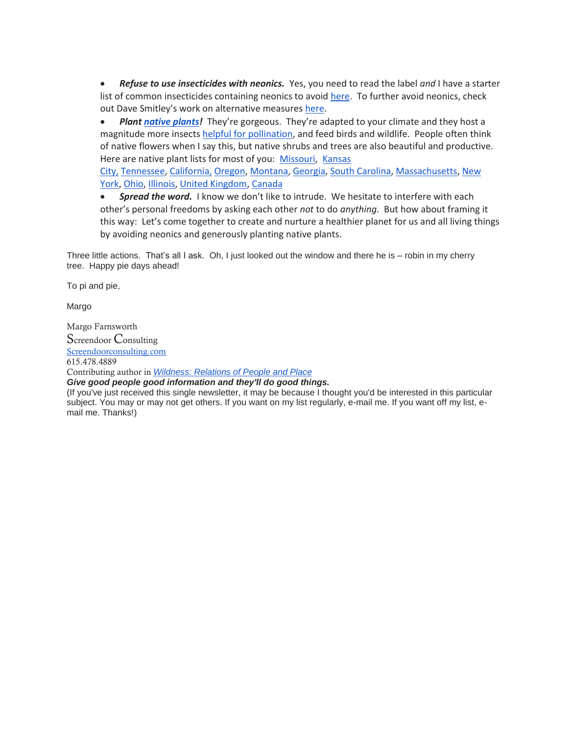- ***Refuse to use insecticides with neonics.*** Yes, you need to read the label *and* I have a starter list of common insecticides containing neonics to avoid here. To further avoid neonics, check out Dave Smitley's work on alternative measures here.
- ***Plant native plants!*** They're gorgeous. They're adapted to your climate and they host a magnitude more insects helpful for pollination, and feed birds and wildlife. People often think of native flowers when I say this, but native shrubs and trees are also beautiful and productive. Here are native plant lists for most of you: Missouri, Kansas City, Tennessee, California, Oregon, Montana, Georgia, South Carolina, Massachusetts, New York, Ohio, Illinois, United Kingdom, Canada
- ***Spread the word.*** I know we don't like to intrude. We hesitate to interfere with each other's personal freedoms by asking each other *not* to do *anything*. But how about framing it this way: Let's come together to create and nurture a healthier planet for us and all living things by avoiding neonics and generously planting native plants.

Three little actions. That's all I ask. Oh, I just looked out the window and there he is – robin in my cherry tree. Happy pie days ahead!

To pi and pie,

Margo

Margo Farnsworth
Screendoor Consulting
Screendoorconsulting.com
615.478.4889
Contributing author in *Wildness: Relations of People and Place*
***Give good people good information and they'll do good things.***
(If you've just received this single newsletter, it may be because I thought you'd be interested in this particular subject. You may or may not get others. If you want on my list regularly, e-mail me. If you want off my list, e-mail me. Thanks!)